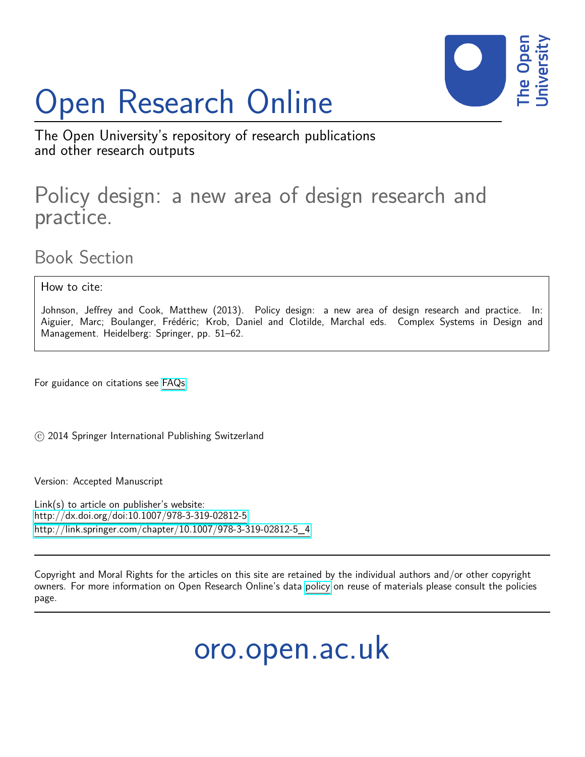# Open Research Online

The Open University's repository of research publications and other research outputs

## Policy design: a new area of design research and practice.

### Book Section

How to cite:

Johnson, Jeffrey and Cook, Matthew (2013). Policy design: a new area of design research and practice. In: Aiguier, Marc; Boulanger, Frédéric; Krob, Daniel and Clotilde, Marchal eds. Complex Systems in Design and Management. Heidelberg: Springer, pp. 51–62.

For guidance on citations see FAQs.

© 2014 Springer International Publishing Switzerland

Version: Accepted Manuscript

Link(s) to article on publisher's website:
http://dx.doi.org/doi:10.1007/978-3-319-02812-5
http://link.springer.com/chapter/10.1007/978-3-319-02812-5_4

Copyright and Moral Rights for the articles on this site are retained by the individual authors and/or other copyright owners. For more information on Open Research Online's data policy on reuse of materials please consult the policies page.

oro.open.ac.uk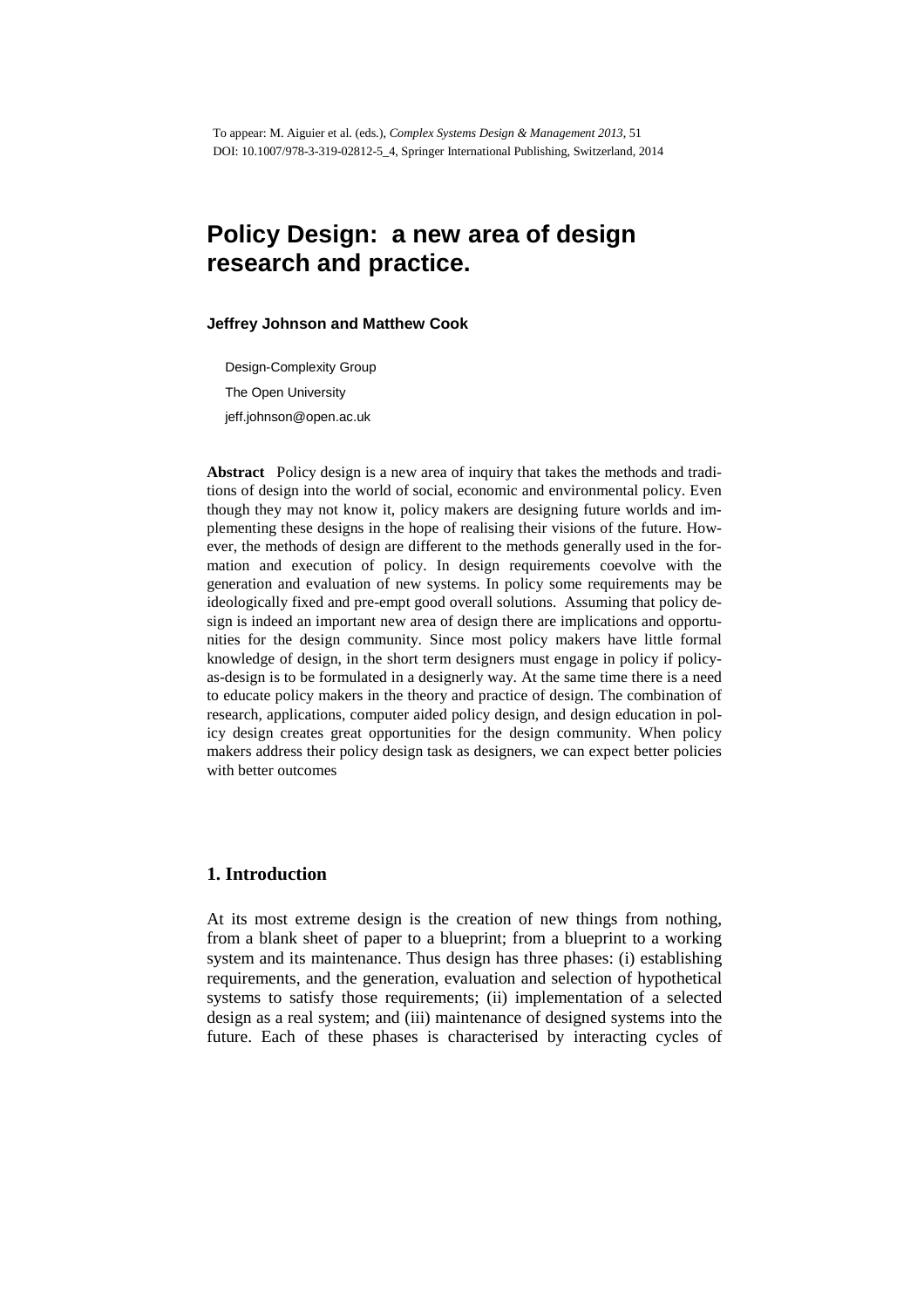To appear: M. Aiguier et al. (eds.), *Complex Systems Design & Management 2013*, 51
DOI: 10.1007/978-3-319-02812-5_4, Springer International Publishing, Switzerland, 2014

# Policy Design: a new area of design research and practice.

**Jeffrey Johnson and Matthew Cook**

Design-Complexity Group

The Open University

jeff.johnson@open.ac.uk

**Abstract** Policy design is a new area of inquiry that takes the methods and traditions of design into the world of social, economic and environmental policy. Even though they may not know it, policy makers are designing future worlds and implementing these designs in the hope of realising their visions of the future. However, the methods of design are different to the methods generally used in the formation and execution of policy. In design requirements coevolve with the generation and evaluation of new systems. In policy some requirements may be ideologically fixed and pre-empt good overall solutions. Assuming that policy design is indeed an important new area of design there are implications and opportunities for the design community. Since most policy makers have little formal knowledge of design, in the short term designers must engage in policy if policy-as-design is to be formulated in a designerly way. At the same time there is a need to educate policy makers in the theory and practice of design. The combination of research, applications, computer aided policy design, and design education in policy design creates great opportunities for the design community. When policy makers address their policy design task as designers, we can expect better policies with better outcomes

## 1. Introduction

At its most extreme design is the creation of new things from nothing, from a blank sheet of paper to a blueprint; from a blueprint to a working system and its maintenance. Thus design has three phases: (i) establishing requirements, and the generation, evaluation and selection of hypothetical systems to satisfy those requirements; (ii) implementation of a selected design as a real system; and (iii) maintenance of designed systems into the future. Each of these phases is characterised by interacting cycles of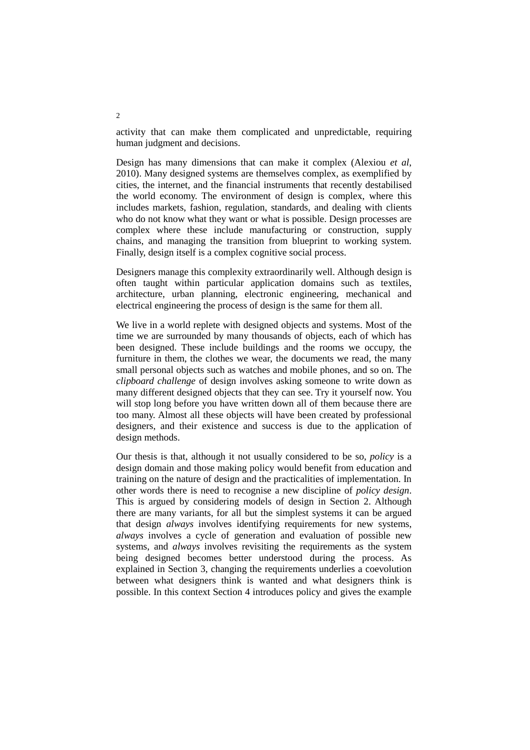activity that can make them complicated and unpredictable, requiring human judgment and decisions.

Design has many dimensions that can make it complex (Alexiou *et al*, 2010). Many designed systems are themselves complex, as exemplified by cities, the internet, and the financial instruments that recently destabilised the world economy. The environment of design is complex, where this includes markets, fashion, regulation, standards, and dealing with clients who do not know what they want or what is possible. Design processes are complex where these include manufacturing or construction, supply chains, and managing the transition from blueprint to working system. Finally, design itself is a complex cognitive social process.

Designers manage this complexity extraordinarily well. Although design is often taught within particular application domains such as textiles, architecture, urban planning, electronic engineering, mechanical and electrical engineering the process of design is the same for them all.

We live in a world replete with designed objects and systems. Most of the time we are surrounded by many thousands of objects, each of which has been designed. These include buildings and the rooms we occupy, the furniture in them, the clothes we wear, the documents we read, the many small personal objects such as watches and mobile phones, and so on. The *clipboard challenge* of design involves asking someone to write down as many different designed objects that they can see. Try it yourself now. You will stop long before you have written down all of them because there are too many. Almost all these objects will have been created by professional designers, and their existence and success is due to the application of design methods.

Our thesis is that, although it not usually considered to be so, *policy* is a design domain and those making policy would benefit from education and training on the nature of design and the practicalities of implementation. In other words there is need to recognise a new discipline of *policy design*. This is argued by considering models of design in Section 2. Although there are many variants, for all but the simplest systems it can be argued that design *always* involves identifying requirements for new systems, *always* involves a cycle of generation and evaluation of possible new systems, and *always* involves revisiting the requirements as the system being designed becomes better understood during the process. As explained in Section 3, changing the requirements underlies a coevolution between what designers think is wanted and what designers think is possible. In this context Section 4 introduces policy and gives the example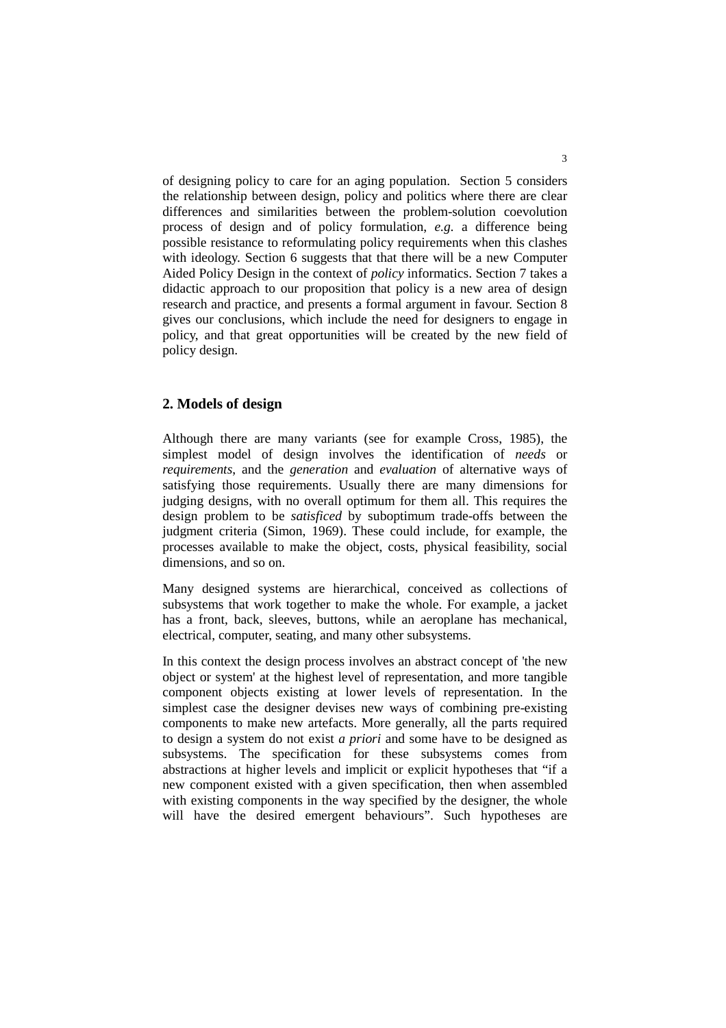of designing policy to care for an aging population. Section 5 considers the relationship between design, policy and politics where there are clear differences and similarities between the problem-solution coevolution process of design and of policy formulation, *e.g.* a difference being possible resistance to reformulating policy requirements when this clashes with ideology. Section 6 suggests that that there will be a new Computer Aided Policy Design in the context of *policy* informatics. Section 7 takes a didactic approach to our proposition that policy is a new area of design research and practice, and presents a formal argument in favour. Section 8 gives our conclusions, which include the need for designers to engage in policy, and that great opportunities will be created by the new field of policy design.

## 2. Models of design

Although there are many variants (see for example Cross, 1985), the simplest model of design involves the identification of *needs* or *requirements*, and the *generation* and *evaluation* of alternative ways of satisfying those requirements. Usually there are many dimensions for judging designs, with no overall optimum for them all. This requires the design problem to be *satisficed* by suboptimum trade-offs between the judgment criteria (Simon, 1969). These could include, for example, the processes available to make the object, costs, physical feasibility, social dimensions, and so on.

Many designed systems are hierarchical, conceived as collections of subsystems that work together to make the whole. For example, a jacket has a front, back, sleeves, buttons, while an aeroplane has mechanical, electrical, computer, seating, and many other subsystems.

In this context the design process involves an abstract concept of 'the new object or system' at the highest level of representation, and more tangible component objects existing at lower levels of representation. In the simplest case the designer devises new ways of combining pre-existing components to make new artefacts. More generally, all the parts required to design a system do not exist *a priori* and some have to be designed as subsystems. The specification for these subsystems comes from abstractions at higher levels and implicit or explicit hypotheses that "if a new component existed with a given specification, then when assembled with existing components in the way specified by the designer, the whole will have the desired emergent behaviours". Such hypotheses are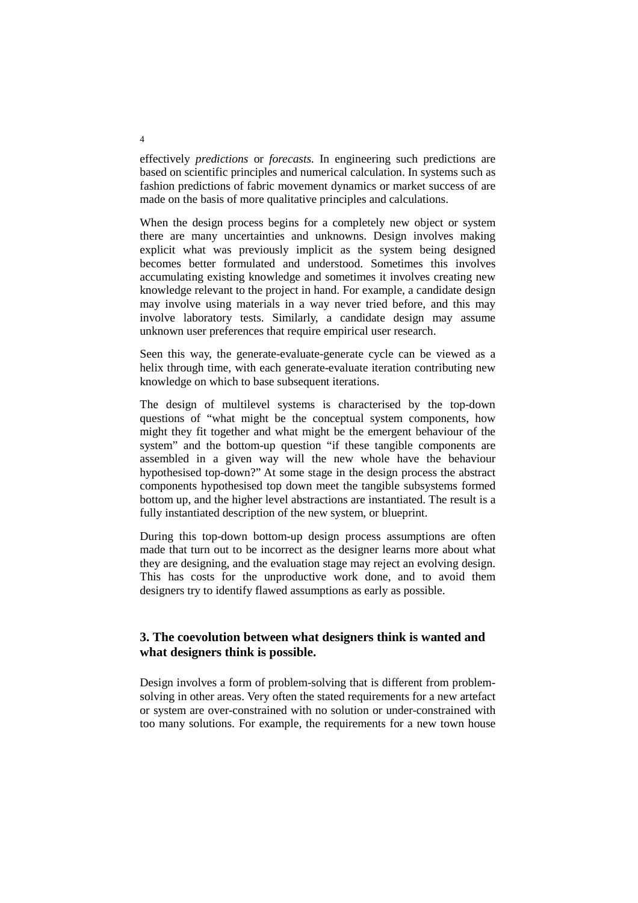effectively *predictions* or *forecasts*. In engineering such predictions are based on scientific principles and numerical calculation. In systems such as fashion predictions of fabric movement dynamics or market success of are made on the basis of more qualitative principles and calculations.

When the design process begins for a completely new object or system there are many uncertainties and unknowns. Design involves making explicit what was previously implicit as the system being designed becomes better formulated and understood. Sometimes this involves accumulating existing knowledge and sometimes it involves creating new knowledge relevant to the project in hand. For example, a candidate design may involve using materials in a way never tried before, and this may involve laboratory tests. Similarly, a candidate design may assume unknown user preferences that require empirical user research.

Seen this way, the generate-evaluate-generate cycle can be viewed as a helix through time, with each generate-evaluate iteration contributing new knowledge on which to base subsequent iterations.

The design of multilevel systems is characterised by the top-down questions of "what might be the conceptual system components, how might they fit together and what might be the emergent behaviour of the system" and the bottom-up question "if these tangible components are assembled in a given way will the new whole have the behaviour hypothesised top-down?" At some stage in the design process the abstract components hypothesised top down meet the tangible subsystems formed bottom up, and the higher level abstractions are instantiated. The result is a fully instantiated description of the new system, or blueprint.

During this top-down bottom-up design process assumptions are often made that turn out to be incorrect as the designer learns more about what they are designing, and the evaluation stage may reject an evolving design. This has costs for the unproductive work done, and to avoid them designers try to identify flawed assumptions as early as possible.

## 3. The coevolution between what designers think is wanted and what designers think is possible.

Design involves a form of problem-solving that is different from problem-solving in other areas. Very often the stated requirements for a new artefact or system are over-constrained with no solution or under-constrained with too many solutions. For example, the requirements for a new town house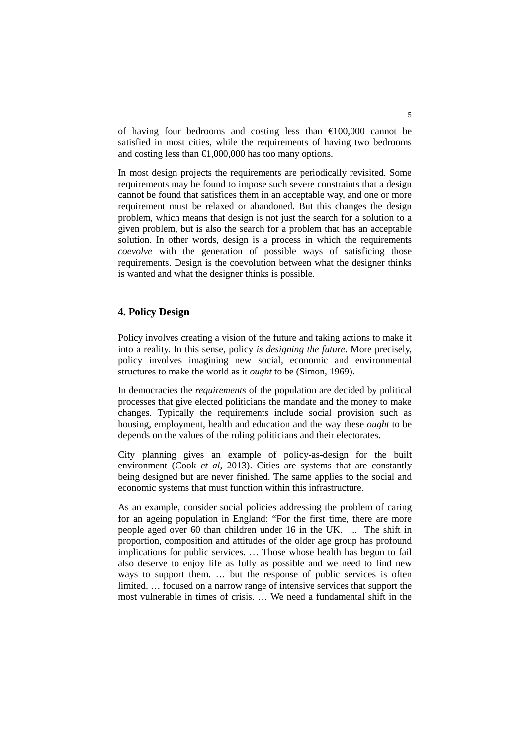of having four bedrooms and costing less than €100,000 cannot be satisfied in most cities, while the requirements of having two bedrooms and costing less than €1,000,000 has too many options.

In most design projects the requirements are periodically revisited. Some requirements may be found to impose such severe constraints that a design cannot be found that satisfices them in an acceptable way, and one or more requirement must be relaxed or abandoned. But this changes the design problem, which means that design is not just the search for a solution to a given problem, but is also the search for a problem that has an acceptable solution. In other words, design is a process in which the requirements *coevolve* with the generation of possible ways of satisficing those requirements. Design is the coevolution between what the designer thinks is wanted and what the designer thinks is possible.

## 4. Policy Design

Policy involves creating a vision of the future and taking actions to make it into a reality. In this sense, policy *is designing the future*. More precisely, policy involves imagining new social, economic and environmental structures to make the world as it *ought* to be (Simon, 1969).

In democracies the *requirements* of the population are decided by political processes that give elected politicians the mandate and the money to make changes. Typically the requirements include social provision such as housing, employment, health and education and the way these *ought* to be depends on the values of the ruling politicians and their electorates.

City planning gives an example of policy-as-design for the built environment (Cook *et al*, 2013). Cities are systems that are constantly being designed but are never finished. The same applies to the social and economic systems that must function within this infrastructure.

As an example, consider social policies addressing the problem of caring for an ageing population in England: "For the first time, there are more people aged over 60 than children under 16 in the UK. ... The shift in proportion, composition and attitudes of the older age group has profound implications for public services. … Those whose health has begun to fail also deserve to enjoy life as fully as possible and we need to find new ways to support them. … but the response of public services is often limited. … focused on a narrow range of intensive services that support the most vulnerable in times of crisis. … We need a fundamental shift in the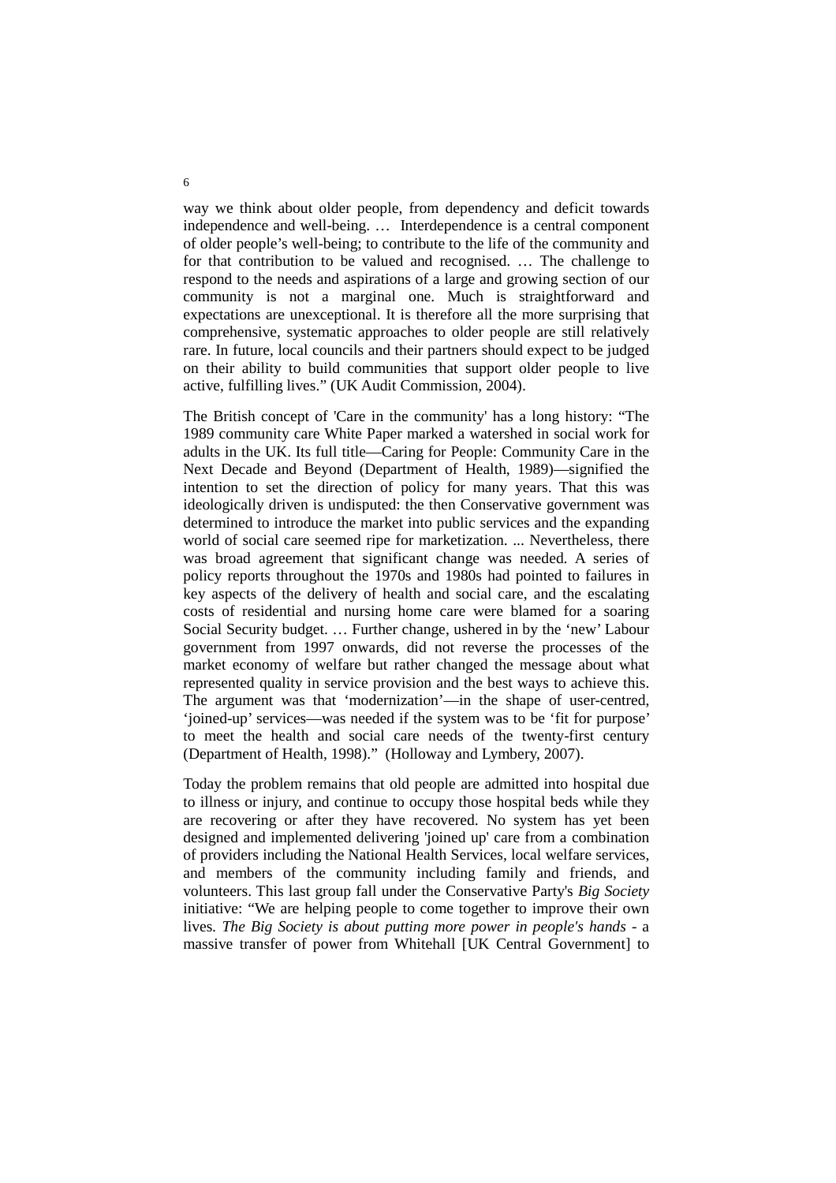way we think about older people, from dependency and deficit towards independence and well-being. … Interdependence is a central component of older people's well-being; to contribute to the life of the community and for that contribution to be valued and recognised. … The challenge to respond to the needs and aspirations of a large and growing section of our community is not a marginal one. Much is straightforward and expectations are unexceptional. It is therefore all the more surprising that comprehensive, systematic approaches to older people are still relatively rare. In future, local councils and their partners should expect to be judged on their ability to build communities that support older people to live active, fulfilling lives." (UK Audit Commission, 2004).

The British concept of 'Care in the community' has a long history: "The 1989 community care White Paper marked a watershed in social work for adults in the UK. Its full title—Caring for People: Community Care in the Next Decade and Beyond (Department of Health, 1989)—signified the intention to set the direction of policy for many years. That this was ideologically driven is undisputed: the then Conservative government was determined to introduce the market into public services and the expanding world of social care seemed ripe for marketization. ... Nevertheless, there was broad agreement that significant change was needed. A series of policy reports throughout the 1970s and 1980s had pointed to failures in key aspects of the delivery of health and social care, and the escalating costs of residential and nursing home care were blamed for a soaring Social Security budget. … Further change, ushered in by the 'new' Labour government from 1997 onwards, did not reverse the processes of the market economy of welfare but rather changed the message about what represented quality in service provision and the best ways to achieve this. The argument was that 'modernization'—in the shape of user-centred, 'joined-up' services—was needed if the system was to be 'fit for purpose' to meet the health and social care needs of the twenty-first century (Department of Health, 1998)." (Holloway and Lymbery, 2007).

Today the problem remains that old people are admitted into hospital due to illness or injury, and continue to occupy those hospital beds while they are recovering or after they have recovered. No system has yet been designed and implemented delivering 'joined up' care from a combination of providers including the National Health Services, local welfare services, and members of the community including family and friends, and volunteers. This last group fall under the Conservative Party's *Big Society* initiative: "We are helping people to come together to improve their own lives. *The Big Society is about putting more power in people's hands* - a massive transfer of power from Whitehall [UK Central Government] to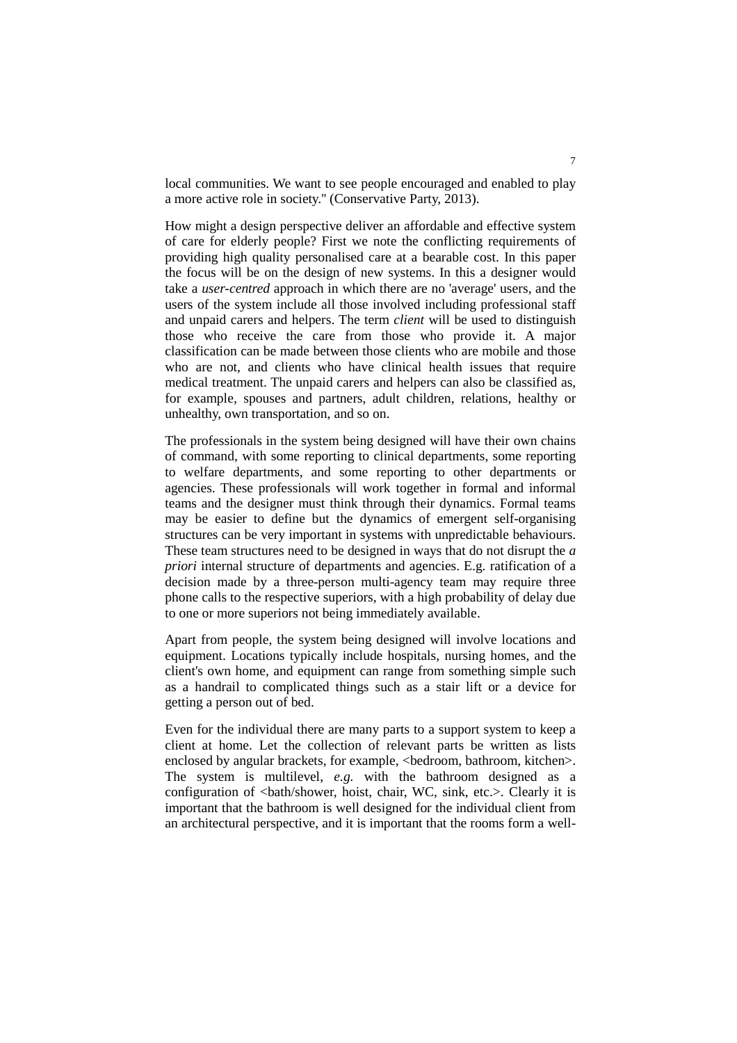local communities. We want to see people encouraged and enabled to play a more active role in society." (Conservative Party, 2013).

How might a design perspective deliver an affordable and effective system of care for elderly people? First we note the conflicting requirements of providing high quality personalised care at a bearable cost. In this paper the focus will be on the design of new systems. In this a designer would take a *user-centred* approach in which there are no 'average' users, and the users of the system include all those involved including professional staff and unpaid carers and helpers. The term *client* will be used to distinguish those who receive the care from those who provide it. A major classification can be made between those clients who are mobile and those who are not, and clients who have clinical health issues that require medical treatment. The unpaid carers and helpers can also be classified as, for example, spouses and partners, adult children, relations, healthy or unhealthy, own transportation, and so on.

The professionals in the system being designed will have their own chains of command, with some reporting to clinical departments, some reporting to welfare departments, and some reporting to other departments or agencies. These professionals will work together in formal and informal teams and the designer must think through their dynamics. Formal teams may be easier to define but the dynamics of emergent self-organising structures can be very important in systems with unpredictable behaviours. These team structures need to be designed in ways that do not disrupt the *a priori* internal structure of departments and agencies. E.g. ratification of a decision made by a three-person multi-agency team may require three phone calls to the respective superiors, with a high probability of delay due to one or more superiors not being immediately available.

Apart from people, the system being designed will involve locations and equipment. Locations typically include hospitals, nursing homes, and the client's own home, and equipment can range from something simple such as a handrail to complicated things such as a stair lift or a device for getting a person out of bed.

Even for the individual there are many parts to a support system to keep a client at home. Let the collection of relevant parts be written as lists enclosed by angular brackets, for example, <bedroom, bathroom, kitchen>. The system is multilevel, *e.g.* with the bathroom designed as a configuration of <bath/shower, hoist, chair, WC, sink, etc.>. Clearly it is important that the bathroom is well designed for the individual client from an architectural perspective, and it is important that the rooms form a well-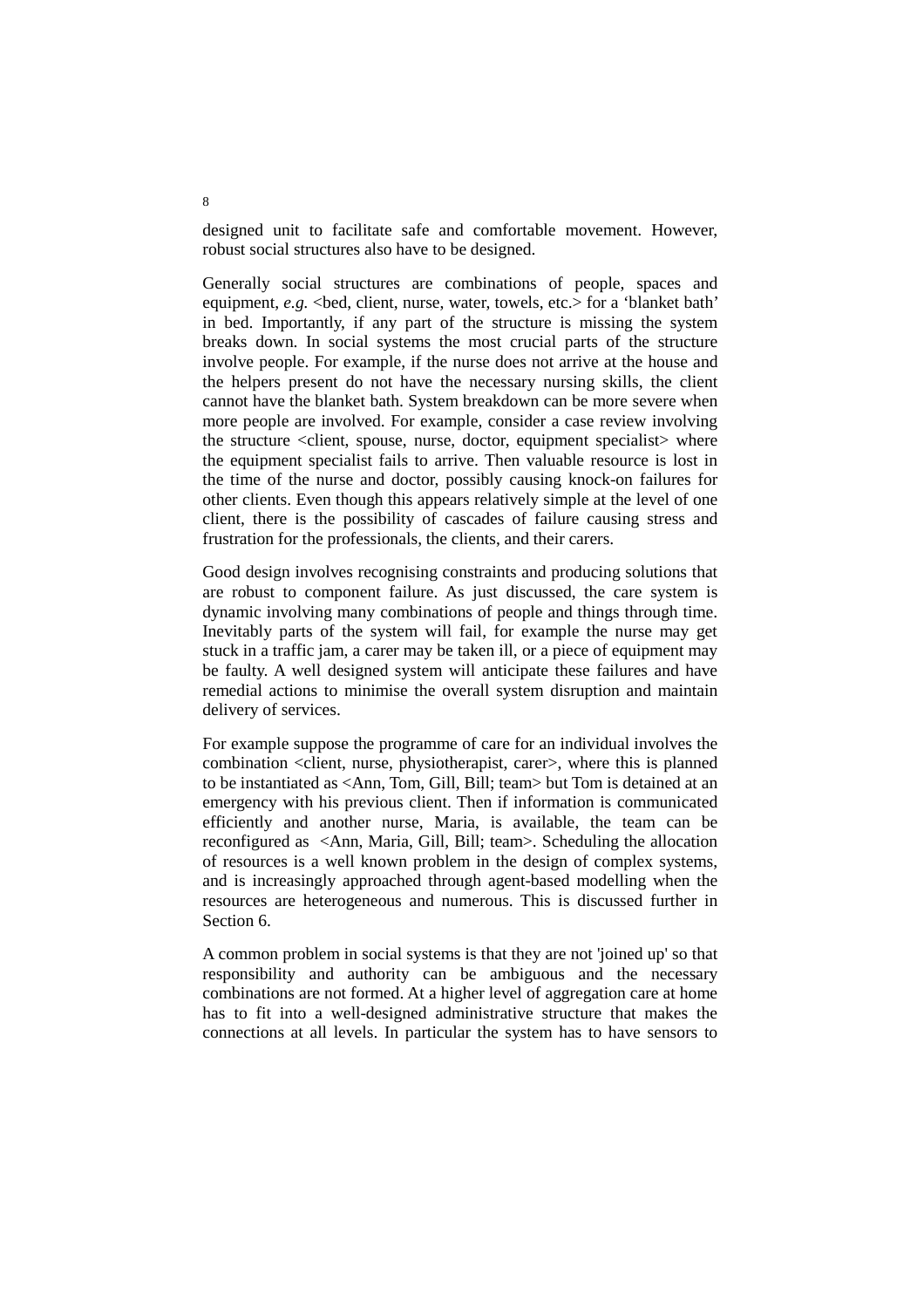designed unit to facilitate safe and comfortable movement. However, robust social structures also have to be designed.

Generally social structures are combinations of people, spaces and equipment, *e.g.* <bed, client, nurse, water, towels, etc.> for a 'blanket bath' in bed. Importantly, if any part of the structure is missing the system breaks down. In social systems the most crucial parts of the structure involve people. For example, if the nurse does not arrive at the house and the helpers present do not have the necessary nursing skills, the client cannot have the blanket bath. System breakdown can be more severe when more people are involved. For example, consider a case review involving the structure <client, spouse, nurse, doctor, equipment specialist> where the equipment specialist fails to arrive. Then valuable resource is lost in the time of the nurse and doctor, possibly causing knock-on failures for other clients. Even though this appears relatively simple at the level of one client, there is the possibility of cascades of failure causing stress and frustration for the professionals, the clients, and their carers.

Good design involves recognising constraints and producing solutions that are robust to component failure. As just discussed, the care system is dynamic involving many combinations of people and things through time. Inevitably parts of the system will fail, for example the nurse may get stuck in a traffic jam, a carer may be taken ill, or a piece of equipment may be faulty. A well designed system will anticipate these failures and have remedial actions to minimise the overall system disruption and maintain delivery of services.

For example suppose the programme of care for an individual involves the combination <client, nurse, physiotherapist, carer>, where this is planned to be instantiated as <Ann, Tom, Gill, Bill; team> but Tom is detained at an emergency with his previous client. Then if information is communicated efficiently and another nurse, Maria, is available, the team can be reconfigured as <Ann, Maria, Gill, Bill; team>. Scheduling the allocation of resources is a well known problem in the design of complex systems, and is increasingly approached through agent-based modelling when the resources are heterogeneous and numerous. This is discussed further in Section 6.

A common problem in social systems is that they are not 'joined up' so that responsibility and authority can be ambiguous and the necessary combinations are not formed. At a higher level of aggregation care at home has to fit into a well-designed administrative structure that makes the connections at all levels. In particular the system has to have sensors to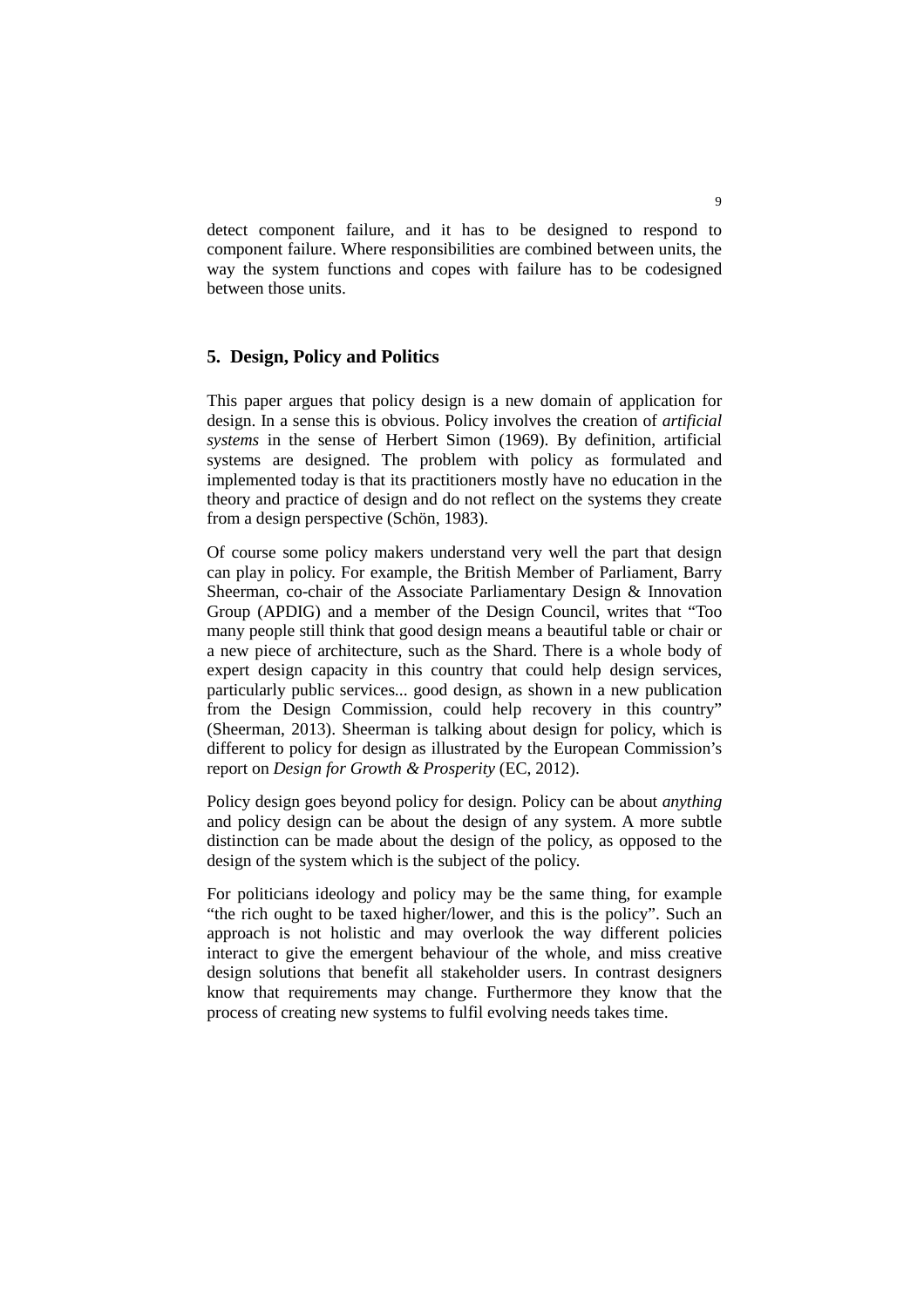detect component failure, and it has to be designed to respond to component failure. Where responsibilities are combined between units, the way the system functions and copes with failure has to be codesigned between those units.

## 5. Design, Policy and Politics

This paper argues that policy design is a new domain of application for design. In a sense this is obvious. Policy involves the creation of *artificial systems* in the sense of Herbert Simon (1969). By definition, artificial systems are designed. The problem with policy as formulated and implemented today is that its practitioners mostly have no education in the theory and practice of design and do not reflect on the systems they create from a design perspective (Schön, 1983).

Of course some policy makers understand very well the part that design can play in policy. For example, the British Member of Parliament, Barry Sheerman, co-chair of the Associate Parliamentary Design & Innovation Group (APDIG) and a member of the Design Council, writes that "Too many people still think that good design means a beautiful table or chair or a new piece of architecture, such as the Shard. There is a whole body of expert design capacity in this country that could help design services, particularly public services... good design, as shown in a new publication from the Design Commission, could help recovery in this country" (Sheerman, 2013). Sheerman is talking about design for policy, which is different to policy for design as illustrated by the European Commission's report on *Design for Growth & Prosperity* (EC, 2012).

Policy design goes beyond policy for design. Policy can be about *anything* and policy design can be about the design of any system. A more subtle distinction can be made about the design of the policy, as opposed to the design of the system which is the subject of the policy.

For politicians ideology and policy may be the same thing, for example "the rich ought to be taxed higher/lower, and this is the policy". Such an approach is not holistic and may overlook the way different policies interact to give the emergent behaviour of the whole, and miss creative design solutions that benefit all stakeholder users. In contrast designers know that requirements may change. Furthermore they know that the process of creating new systems to fulfil evolving needs takes time.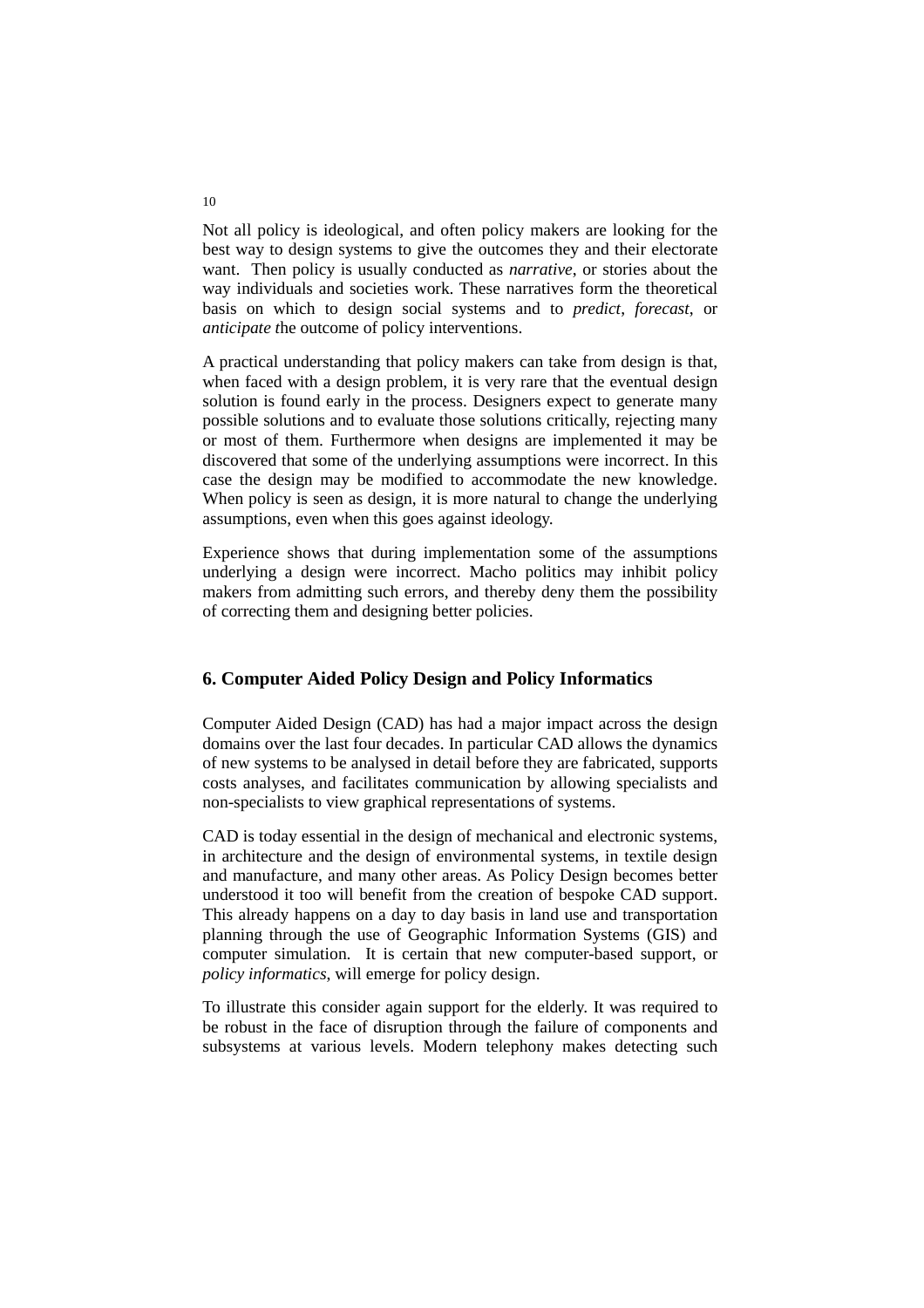Not all policy is ideological, and often policy makers are looking for the best way to design systems to give the outcomes they and their electorate want. Then policy is usually conducted as *narrative*, or stories about the way individuals and societies work. These narratives form the theoretical basis on which to design social systems and to *predict*, *forecast*, or *anticipate t*he outcome of policy interventions.

A practical understanding that policy makers can take from design is that, when faced with a design problem, it is very rare that the eventual design solution is found early in the process. Designers expect to generate many possible solutions and to evaluate those solutions critically, rejecting many or most of them. Furthermore when designs are implemented it may be discovered that some of the underlying assumptions were incorrect. In this case the design may be modified to accommodate the new knowledge. When policy is seen as design, it is more natural to change the underlying assumptions, even when this goes against ideology.

Experience shows that during implementation some of the assumptions underlying a design were incorrect. Macho politics may inhibit policy makers from admitting such errors, and thereby deny them the possibility of correcting them and designing better policies.

## 6. Computer Aided Policy Design and Policy Informatics

Computer Aided Design (CAD) has had a major impact across the design domains over the last four decades. In particular CAD allows the dynamics of new systems to be analysed in detail before they are fabricated, supports costs analyses, and facilitates communication by allowing specialists and non-specialists to view graphical representations of systems.

CAD is today essential in the design of mechanical and electronic systems, in architecture and the design of environmental systems, in textile design and manufacture, and many other areas. As Policy Design becomes better understood it too will benefit from the creation of bespoke CAD support. This already happens on a day to day basis in land use and transportation planning through the use of Geographic Information Systems (GIS) and computer simulation. It is certain that new computer-based support, or *policy informatics*, will emerge for policy design.

To illustrate this consider again support for the elderly. It was required to be robust in the face of disruption through the failure of components and subsystems at various levels. Modern telephony makes detecting such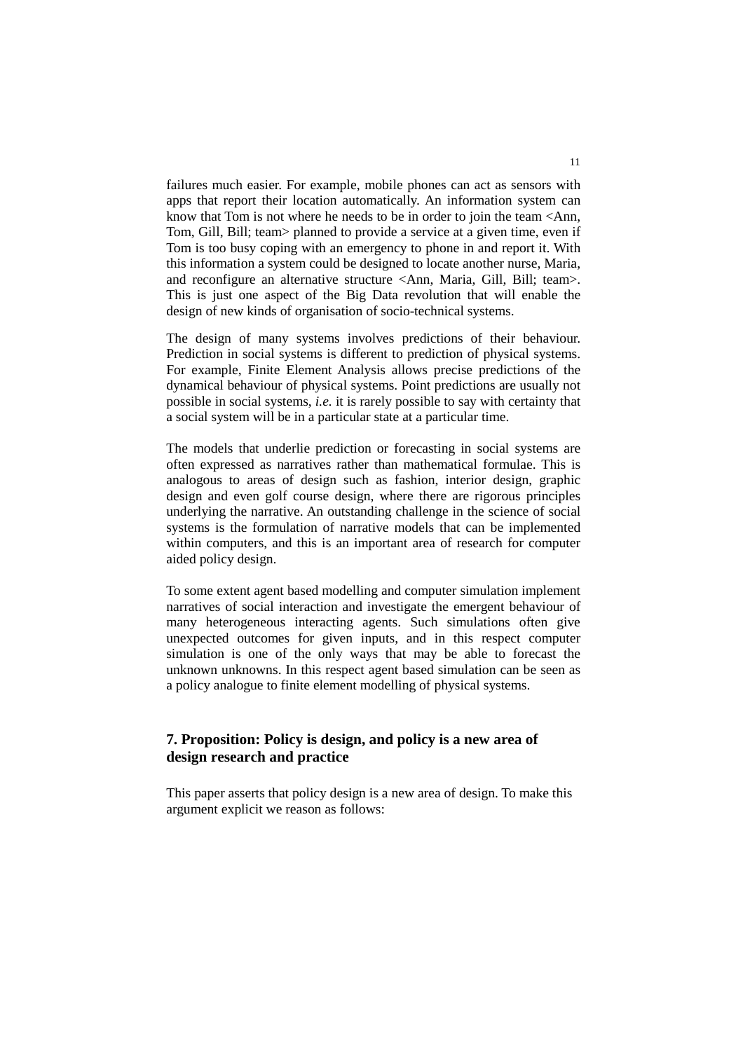failures much easier. For example, mobile phones can act as sensors with apps that report their location automatically. An information system can know that Tom is not where he needs to be in order to join the team <Ann, Tom, Gill, Bill; team> planned to provide a service at a given time, even if Tom is too busy coping with an emergency to phone in and report it. With this information a system could be designed to locate another nurse, Maria, and reconfigure an alternative structure <Ann, Maria, Gill, Bill; team>. This is just one aspect of the Big Data revolution that will enable the design of new kinds of organisation of socio-technical systems.

The design of many systems involves predictions of their behaviour. Prediction in social systems is different to prediction of physical systems. For example, Finite Element Analysis allows precise predictions of the dynamical behaviour of physical systems. Point predictions are usually not possible in social systems, *i.e.* it is rarely possible to say with certainty that a social system will be in a particular state at a particular time.

The models that underlie prediction or forecasting in social systems are often expressed as narratives rather than mathematical formulae. This is analogous to areas of design such as fashion, interior design, graphic design and even golf course design, where there are rigorous principles underlying the narrative. An outstanding challenge in the science of social systems is the formulation of narrative models that can be implemented within computers, and this is an important area of research for computer aided policy design.

To some extent agent based modelling and computer simulation implement narratives of social interaction and investigate the emergent behaviour of many heterogeneous interacting agents. Such simulations often give unexpected outcomes for given inputs, and in this respect computer simulation is one of the only ways that may be able to forecast the unknown unknowns. In this respect agent based simulation can be seen as a policy analogue to finite element modelling of physical systems.

## 7. Proposition: Policy is design, and policy is a new area of design research and practice

This paper asserts that policy design is a new area of design. To make this argument explicit we reason as follows: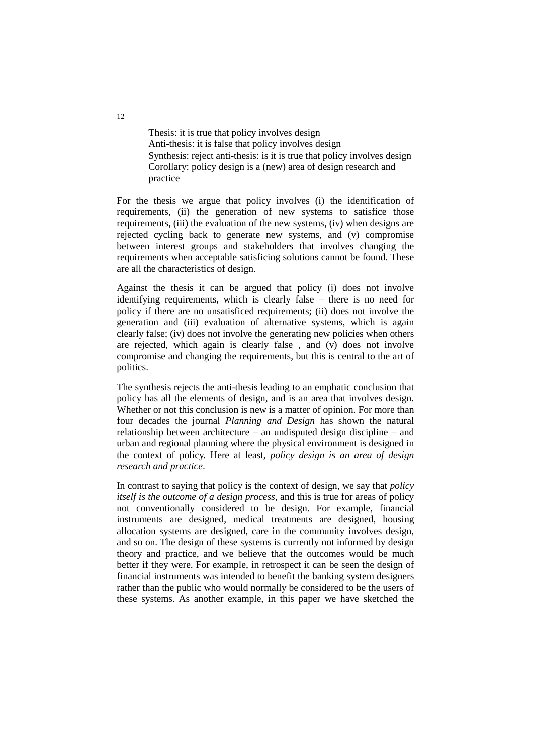Thesis: it is true that policy involves design
Anti-thesis: it is false that policy involves design
Synthesis: reject anti-thesis: is it is true that policy involves design
Corollary: policy design is a (new) area of design research and practice

For the thesis we argue that policy involves (i) the identification of requirements, (ii) the generation of new systems to satisfice those requirements, (iii) the evaluation of the new systems, (iv) when designs are rejected cycling back to generate new systems, and (v) compromise between interest groups and stakeholders that involves changing the requirements when acceptable satisficing solutions cannot be found. These are all the characteristics of design.

Against the thesis it can be argued that policy (i) does not involve identifying requirements, which is clearly false – there is no need for policy if there are no unsatisficed requirements; (ii) does not involve the generation and (iii) evaluation of alternative systems, which is again clearly false; (iv) does not involve the generating new policies when others are rejected, which again is clearly false , and (v) does not involve compromise and changing the requirements, but this is central to the art of politics.

The synthesis rejects the anti-thesis leading to an emphatic conclusion that policy has all the elements of design, and is an area that involves design. Whether or not this conclusion is new is a matter of opinion. For more than four decades the journal *Planning and Design* has shown the natural relationship between architecture – an undisputed design discipline – and urban and regional planning where the physical environment is designed in the context of policy. Here at least, *policy design is an area of design research and practice*.

In contrast to saying that policy is the context of design, we say that *policy itself is the outcome of a design process*, and this is true for areas of policy not conventionally considered to be design. For example, financial instruments are designed, medical treatments are designed, housing allocation systems are designed, care in the community involves design, and so on. The design of these systems is currently not informed by design theory and practice, and we believe that the outcomes would be much better if they were. For example, in retrospect it can be seen the design of financial instruments was intended to benefit the banking system designers rather than the public who would normally be considered to be the users of these systems. As another example, in this paper we have sketched the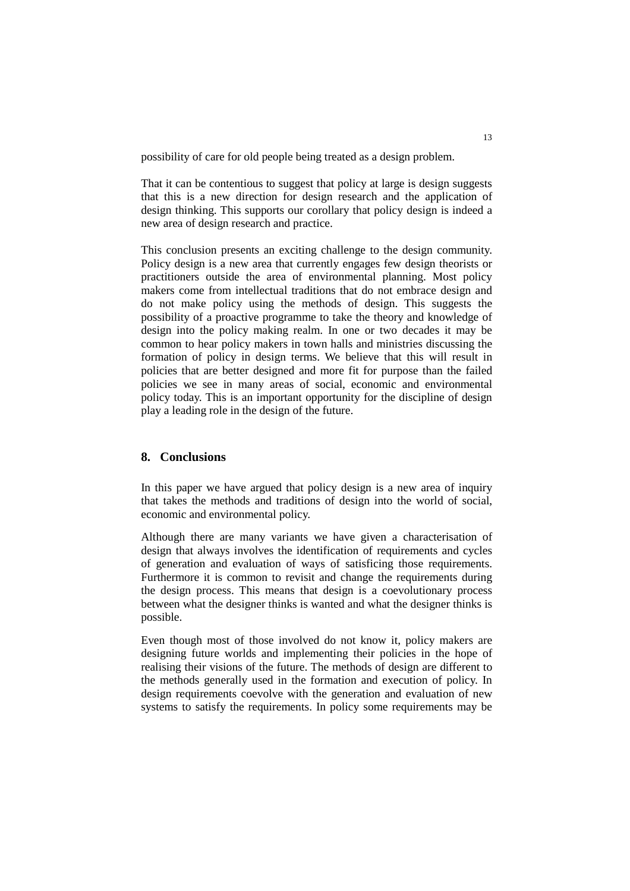possibility of care for old people being treated as a design problem.

That it can be contentious to suggest that policy at large is design suggests that this is a new direction for design research and the application of design thinking. This supports our corollary that policy design is indeed a new area of design research and practice.

This conclusion presents an exciting challenge to the design community. Policy design is a new area that currently engages few design theorists or practitioners outside the area of environmental planning. Most policy makers come from intellectual traditions that do not embrace design and do not make policy using the methods of design. This suggests the possibility of a proactive programme to take the theory and knowledge of design into the policy making realm. In one or two decades it may be common to hear policy makers in town halls and ministries discussing the formation of policy in design terms. We believe that this will result in policies that are better designed and more fit for purpose than the failed policies we see in many areas of social, economic and environmental policy today. This is an important opportunity for the discipline of design play a leading role in the design of the future.

## 8. Conclusions

In this paper we have argued that policy design is a new area of inquiry that takes the methods and traditions of design into the world of social, economic and environmental policy.

Although there are many variants we have given a characterisation of design that always involves the identification of requirements and cycles of generation and evaluation of ways of satisficing those requirements. Furthermore it is common to revisit and change the requirements during the design process. This means that design is a coevolutionary process between what the designer thinks is wanted and what the designer thinks is possible.

Even though most of those involved do not know it, policy makers are designing future worlds and implementing their policies in the hope of realising their visions of the future. The methods of design are different to the methods generally used in the formation and execution of policy. In design requirements coevolve with the generation and evaluation of new systems to satisfy the requirements. In policy some requirements may be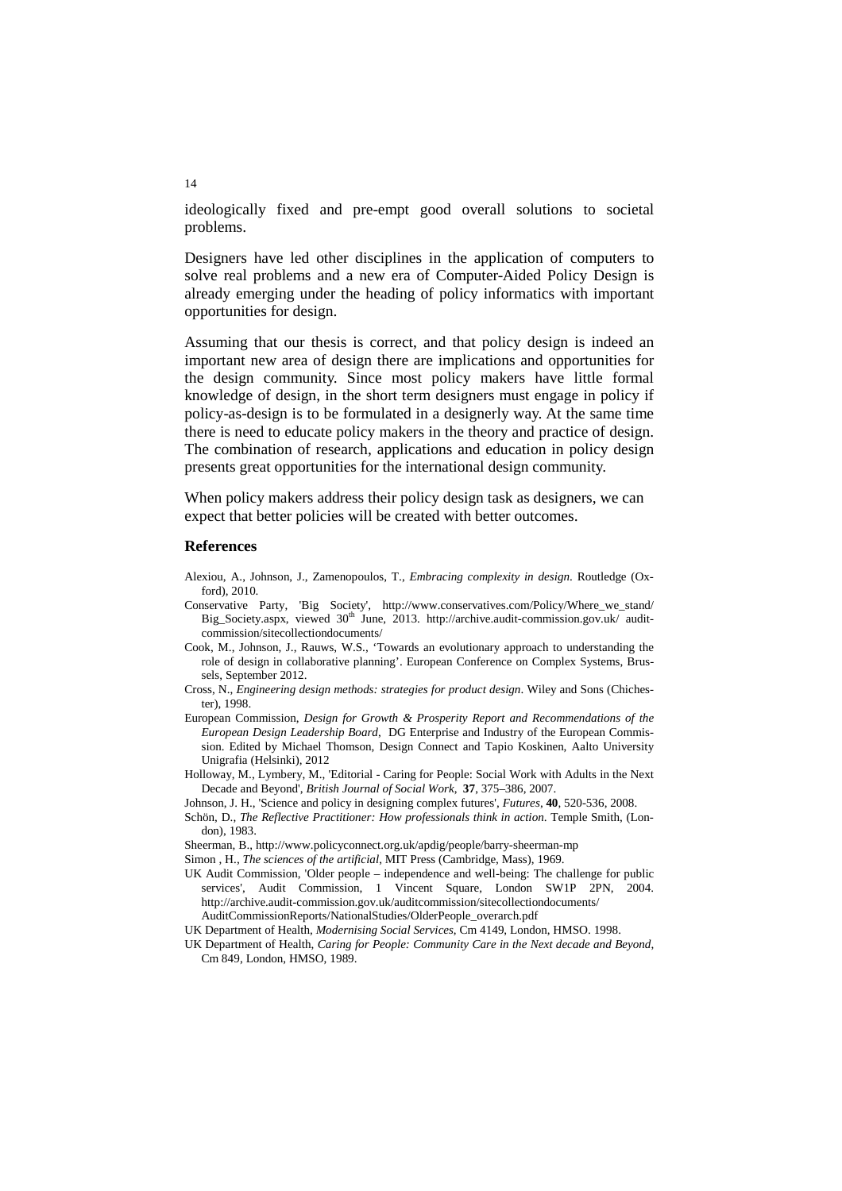ideologically fixed and pre-empt good overall solutions to societal problems.

Designers have led other disciplines in the application of computers to solve real problems and a new era of Computer-Aided Policy Design is already emerging under the heading of policy informatics with important opportunities for design.

Assuming that our thesis is correct, and that policy design is indeed an important new area of design there are implications and opportunities for the design community. Since most policy makers have little formal knowledge of design, in the short term designers must engage in policy if policy-as-design is to be formulated in a designerly way. At the same time there is need to educate policy makers in the theory and practice of design. The combination of research, applications and education in policy design presents great opportunities for the international design community.

When policy makers address their policy design task as designers, we can expect that better policies will be created with better outcomes.

## References

Alexiou, A., Johnson, J., Zamenopoulos, T., *Embracing complexity in design*. Routledge (Oxford), 2010.

Conservative Party, 'Big Society', http://www.conservatives.com/Policy/Where_we_stand/Big_Society.aspx, viewed 30th June, 2013. http://archive.audit-commission.gov.uk/ audit-commission/sitecollectiondocuments/

Cook, M., Johnson, J., Rauws, W.S., 'Towards an evolutionary approach to understanding the role of design in collaborative planning'. European Conference on Complex Systems, Brussels, September 2012.

Cross, N., *Engineering design methods: strategies for product design*. Wiley and Sons (Chichester), 1998.

European Commission, *Design for Growth & Prosperity Report and Recommendations of the European Design Leadership Board*, DG Enterprise and Industry of the European Commission. Edited by Michael Thomson, Design Connect and Tapio Koskinen, Aalto University Unigrafia (Helsinki), 2012

Holloway, M., Lymbery, M., 'Editorial - Caring for People: Social Work with Adults in the Next Decade and Beyond', *British Journal of Social Work*, **37**, 375–386, 2007.

Johnson, J. H., 'Science and policy in designing complex futures', *Futures*, **40**, 520-536, 2008.

Schön, D., *The Reflective Practitioner: How professionals think in action*. Temple Smith, (London), 1983.

Sheerman, B., http://www.policyconnect.org.uk/apdig/people/barry-sheerman-mp

Simon , H., *The sciences of the artificial*, MIT Press (Cambridge, Mass), 1969.

UK Audit Commission, 'Older people – independence and well-being: The challenge for public services', Audit Commission, 1 Vincent Square, London SW1P 2PN, 2004. http://archive.audit-commission.gov.uk/auditcommission/sitecollectiondocuments/AuditCommissionReports/NationalStudies/OlderPeople_overarch.pdf

UK Department of Health, *Modernising Social Services*, Cm 4149, London, HMSO. 1998.

UK Department of Health, *Caring for People: Community Care in the Next decade and Beyond*, Cm 849, London, HMSO, 1989.